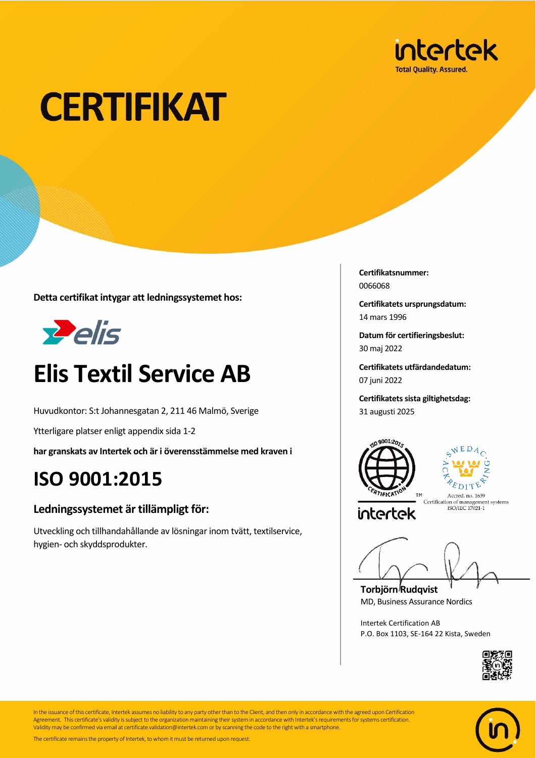intertek
Total Quality. Assured.

# CERTIFIKAT

**Detta certifikat intygar att ledningssystemet hos:**

elis

# Elis Textil Service AB

Huvudkontor: S:t Johannesgatan 2, 211 46 Malmö, Sverige

Ytterligare platser enligt appendix sida 1-2

**har granskats av Intertek och är i överensstämmelse med kraven i**

# ISO 9001:2015

## Ledningssystemet är tillämpligt för:

Utveckling och tillhandahållande av lösningar inom tvätt, textilservice, hygien- och skyddsprodukter.

**Certifikatsnummer:**
0066068

**Certifikatets ursprungsdatum:**
14 mars 1996

**Datum för certifieringsbeslut:**
30 maj 2022

**Certifikatets utfärdandedatum:**
07 juni 2022

**Certifikatets sista giltighetsdag:**
31 augusti 2025

ISO 9001:2015 CERTIFICATION TM
intertek

SWEDAC ACKREDITERING
Accred. no. 1639
Certification of management systems
ISO/IEC 17021-1

**Torbjörn Rudqvist**
MD, Business Assurance Nordics

Intertek Certification AB
P.O. Box 1103, SE-164 22 Kista, Sweden

In the issuance of this certificate, Intertek assumes no liability to any party other than to the Client, and then only in accordance with the agreed upon Certification Agreement. This certificate's validity is subject to the organization maintaining their system in accordance with Intertek's requirements for systems certification. Validity may be confirmed via email at certificate.validation@intertek.com or by scanning the code to the right with a smartphone.

The certificate remains the property of Intertek, to whom it must be returned upon request.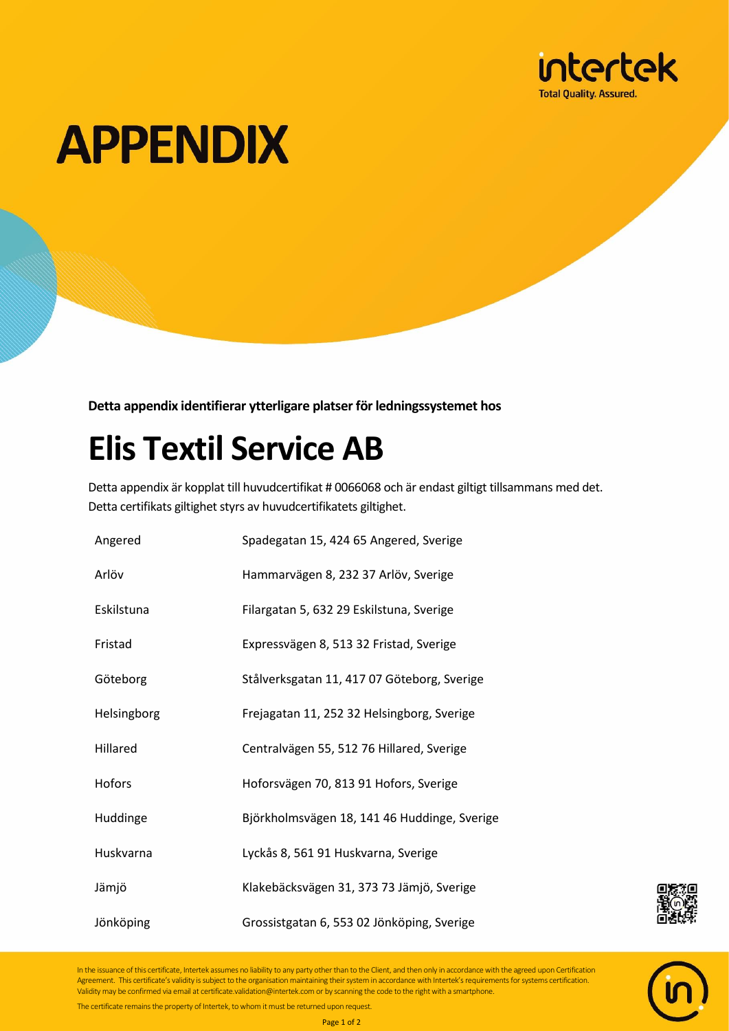# APPENDIX

**Detta appendix identifierar ytterligare platser för ledningssystemet hos**

## Elis Textil Service AB

Detta appendix är kopplat till huvudcertifikat # 0066068 och är endast giltigt tillsammans med det. Detta certifikats giltighet styrs av huvudcertifikatets giltighet.

| | |
|---|---|
| Angered | Spadegatan 15, 424 65 Angered, Sverige |
| Arlöv | Hammarvägen 8, 232 37 Arlöv, Sverige |
| Eskilstuna | Filargatan 5, 632 29 Eskilstuna, Sverige |
| Fristad | Expressvägen 8, 513 32 Fristad, Sverige |
| Göteborg | Stålverksgatan 11, 417 07 Göteborg, Sverige |
| Helsingborg | Frejagatan 11, 252 32 Helsingborg, Sverige |
| Hillared | Centralvägen 55, 512 76 Hillared, Sverige |
| Hofors | Hoforsvägen 70, 813 91 Hofors, Sverige |
| Huddinge | Björkholmsvägen 18, 141 46 Huddinge, Sverige |
| Huskvarna | Lyckås 8, 561 91 Huskvarna, Sverige |
| Jämjö | Klakebäcksvägen 31, 373 73 Jämjö, Sverige |
| Jönköping | Grossistgatan 6, 553 02 Jönköping, Sverige |

In the issuance of this certificate, Intertek assumes no liability to any party other than to the Client, and then only in accordance with the agreed upon Certification Agreement. This certificate's validity is subject to the organisation maintaining their system in accordance with Intertek's requirements for systems certification. Validity may be confirmed via email at certificate.validation@intertek.com or by scanning the code to the right with a smartphone.

The certificate remains the property of Intertek, to whom it must be returned upon request.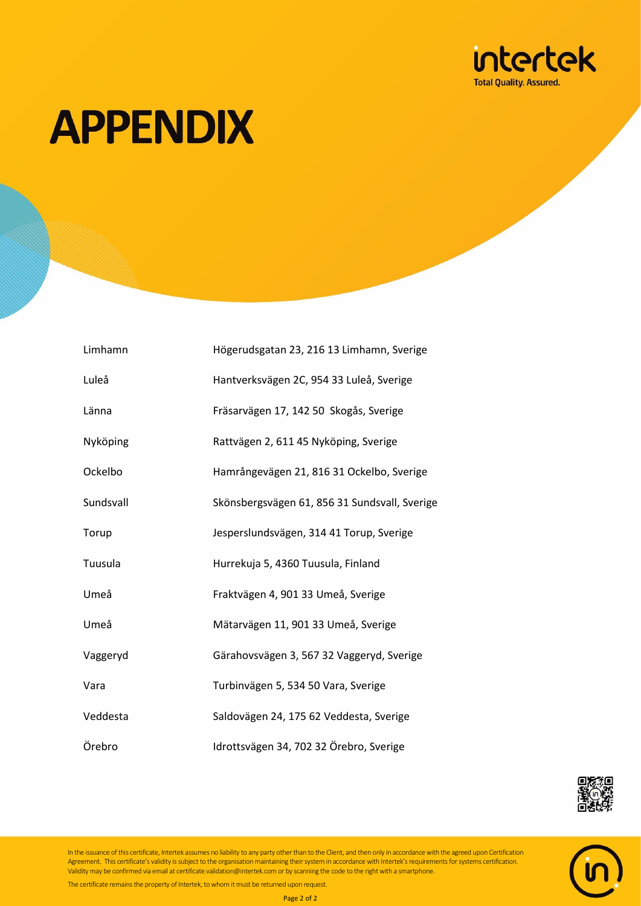# APPENDIX

| | |
|---|---|
| Limhamn | Högerudsgatan 23, 216 13 Limhamn, Sverige |
| Luleå | Hantverksvägen 2C, 954 33 Luleå, Sverige |
| Länna | Fräsarvägen 17, 142 50 Skogås, Sverige |
| Nyköping | Rattvägen 2, 611 45 Nyköping, Sverige |
| Ockelbo | Hamrångevägen 21, 816 31 Ockelbo, Sverige |
| Sundsvall | Skönsbergsvägen 61, 856 31 Sundsvall, Sverige |
| Torup | Jesperslundsvägen, 314 41 Torup, Sverige |
| Tuusula | Hurrekuja 5, 4360 Tuusula, Finland |
| Umeå | Fraktvägen 4, 901 33 Umeå, Sverige |
| Umeå | Mätarvägen 11, 901 33 Umeå, Sverige |
| Vaggeryd | Gärahovsvägen 3, 567 32 Vaggeryd, Sverige |
| Vara | Turbinvägen 5, 534 50 Vara, Sverige |
| Veddesta | Saldovägen 24, 175 62 Veddesta, Sverige |
| Örebro | Idrottsvägen 34, 702 32 Örebro, Sverige |

In the issuance of this certificate, Intertek assumes no liability to any party other than to the Client, and then only in accordance with the agreed upon Certification Agreement. This certificate's validity is subject to the organisation maintaining their system in accordance with Intertek's requirements for systems certification. Validity may be confirmed via email at certificate.validation@intertek.com or by scanning the code to the right with a smartphone.

The certificate remains the property of Intertek, to whom it must be returned upon request.